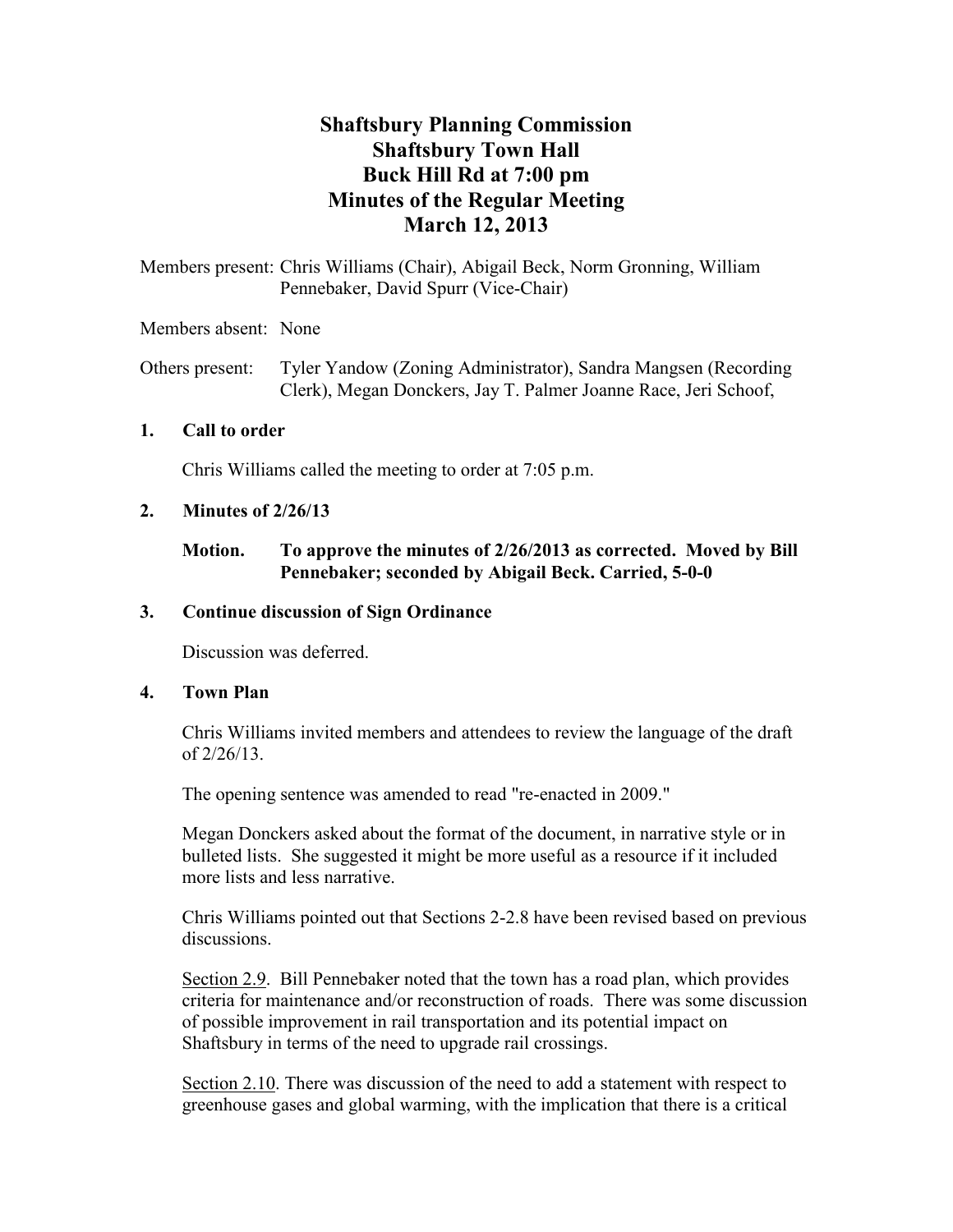# Shaftsbury Planning Commission
# Shaftsbury Town Hall
# Buck Hill Rd at 7:00 pm
# Minutes of the Regular Meeting
# March 12, 2013

Members present: Chris Williams (Chair), Abigail Beck, Norm Gronning, William Pennebaker, David Spurr (Vice-Chair)

Members absent: None

Others present: Tyler Yandow (Zoning Administrator), Sandra Mangsen (Recording Clerk), Megan Donckers, Jay T. Palmer Joanne Race, Jeri Schoof,

**1. Call to order**

Chris Williams called the meeting to order at 7:05 p.m.

**2. Minutes of 2/26/13**

**Motion. To approve the minutes of 2/26/2013 as corrected. Moved by Bill Pennebaker; seconded by Abigail Beck. Carried, 5-0-0**

**3. Continue discussion of Sign Ordinance**

Discussion was deferred.

**4. Town Plan**

Chris Williams invited members and attendees to review the language of the draft of 2/26/13.

The opening sentence was amended to read "re-enacted in 2009."

Megan Donckers asked about the format of the document, in narrative style or in bulleted lists. She suggested it might be more useful as a resource if it included more lists and less narrative.

Chris Williams pointed out that Sections 2-2.8 have been revised based on previous discussions.

Section 2.9. Bill Pennebaker noted that the town has a road plan, which provides criteria for maintenance and/or reconstruction of roads. There was some discussion of possible improvement in rail transportation and its potential impact on Shaftsbury in terms of the need to upgrade rail crossings.

Section 2.10. There was discussion of the need to add a statement with respect to greenhouse gases and global warming, with the implication that there is a critical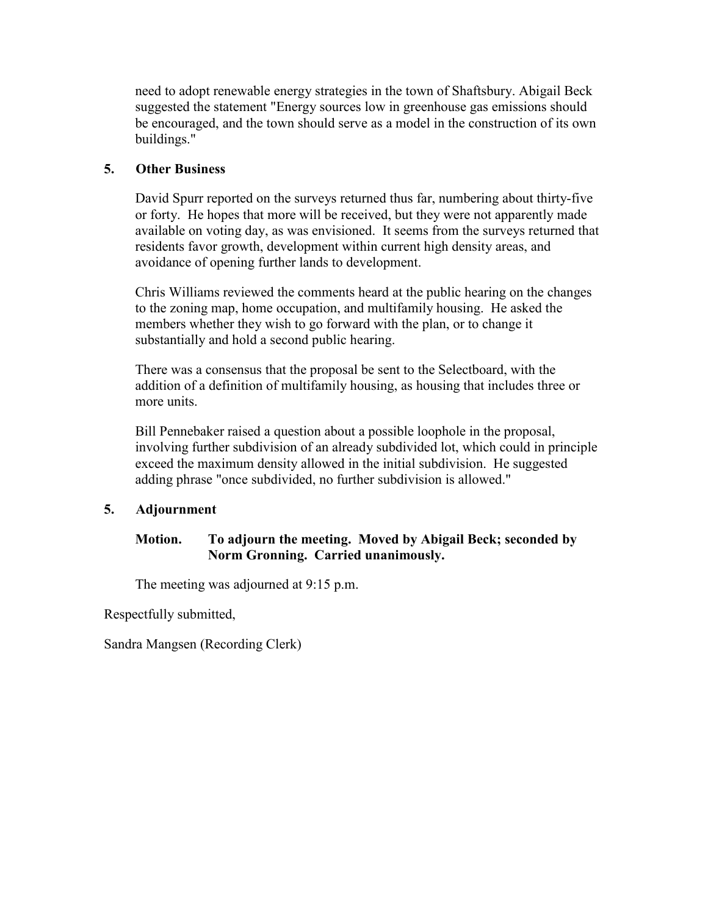need to adopt renewable energy strategies in the town of Shaftsbury. Abigail Beck suggested the statement "Energy sources low in greenhouse gas emissions should be encouraged, and the town should serve as a model in the construction of its own buildings."

## 5. Other Business

David Spurr reported on the surveys returned thus far, numbering about thirty-five or forty. He hopes that more will be received, but they were not apparently made available on voting day, as was envisioned. It seems from the surveys returned that residents favor growth, development within current high density areas, and avoidance of opening further lands to development.

Chris Williams reviewed the comments heard at the public hearing on the changes to the zoning map, home occupation, and multifamily housing. He asked the members whether they wish to go forward with the plan, or to change it substantially and hold a second public hearing.

There was a consensus that the proposal be sent to the Selectboard, with the addition of a definition of multifamily housing, as housing that includes three or more units.

Bill Pennebaker raised a question about a possible loophole in the proposal, involving further subdivision of an already subdivided lot, which could in principle exceed the maximum density allowed in the initial subdivision. He suggested adding phrase "once subdivided, no further subdivision is allowed."

## 5. Adjournment

**Motion. To adjourn the meeting. Moved by Abigail Beck; seconded by Norm Gronning. Carried unanimously.**

The meeting was adjourned at 9:15 p.m.

Respectfully submitted,

Sandra Mangsen (Recording Clerk)